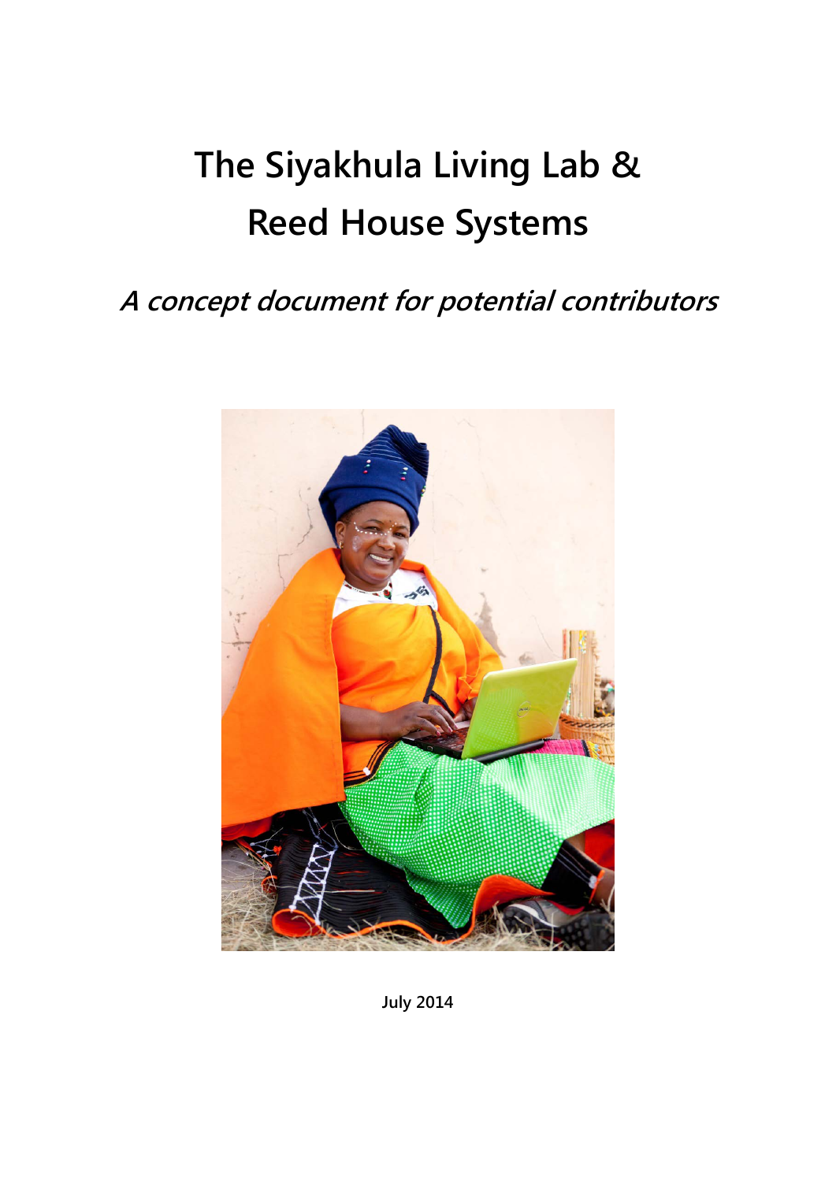# The Siyakhula Living Lab & Reed House Systems

***A concept document for potential contributors***

**July 2014**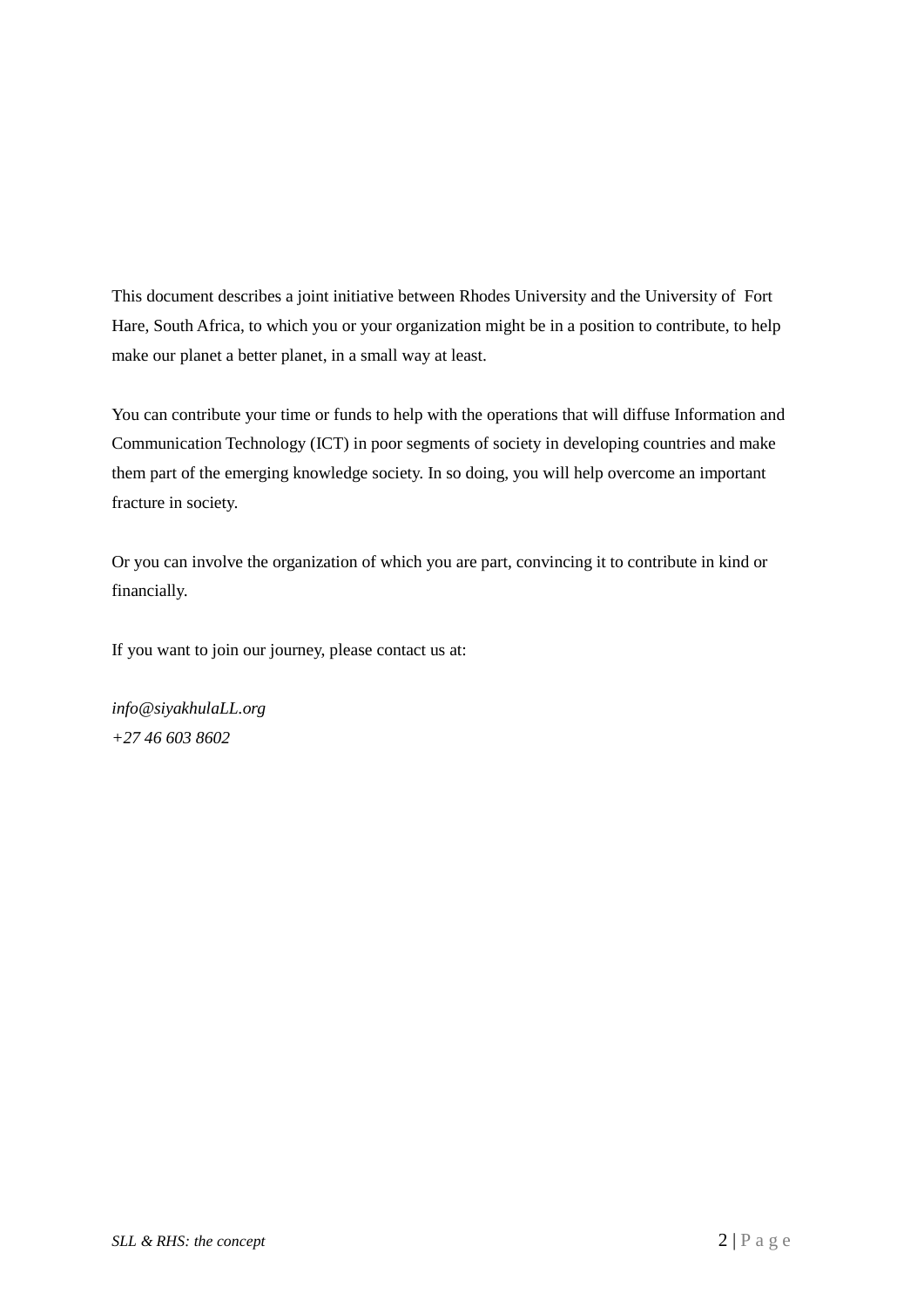This document describes a joint initiative between Rhodes University and the University of Fort Hare, South Africa, to which you or your organization might be in a position to contribute, to help make our planet a better planet, in a small way at least.

You can contribute your time or funds to help with the operations that will diffuse Information and Communication Technology (ICT) in poor segments of society in developing countries and make them part of the emerging knowledge society. In so doing, you will help overcome an important fracture in society.

Or you can involve the organization of which you are part, convincing it to contribute in kind or financially.

If you want to join our journey, please contact us at:

*info@siyakhulaLL.org*
*+27 46 603 8602*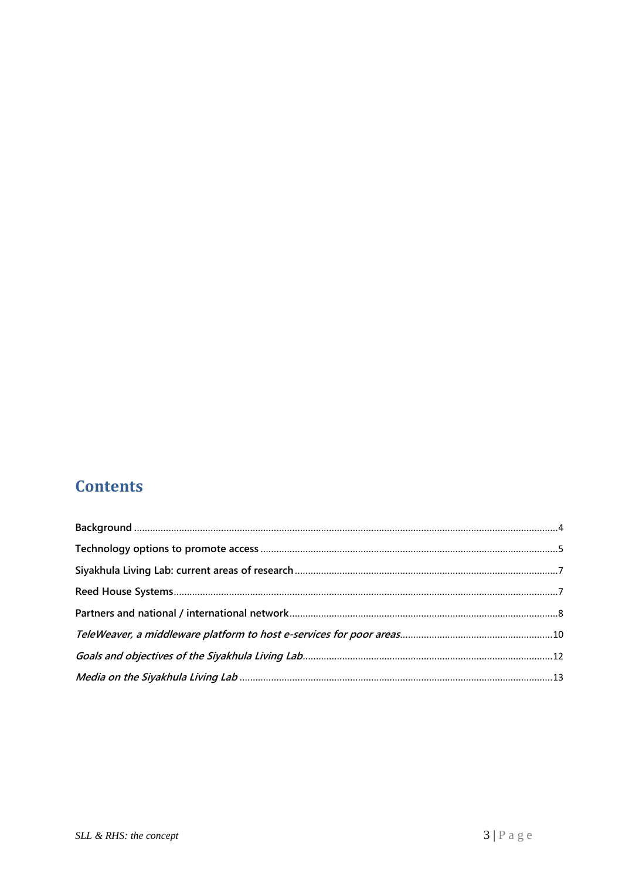# Contents

**Background** ....... 4

**Technology options to promote access** ....... 5

**Siyakhula Living Lab: current areas of research** ....... 7

**Reed House Systems** ....... 7

**Partners and national / international network** ....... 8

***TeleWeaver, a middleware platform to host e-services for poor areas*** ....... 10

***Goals and objectives of the Siyakhula Living Lab*** ....... 12

***Media on the Siyakhula Living Lab*** ....... 13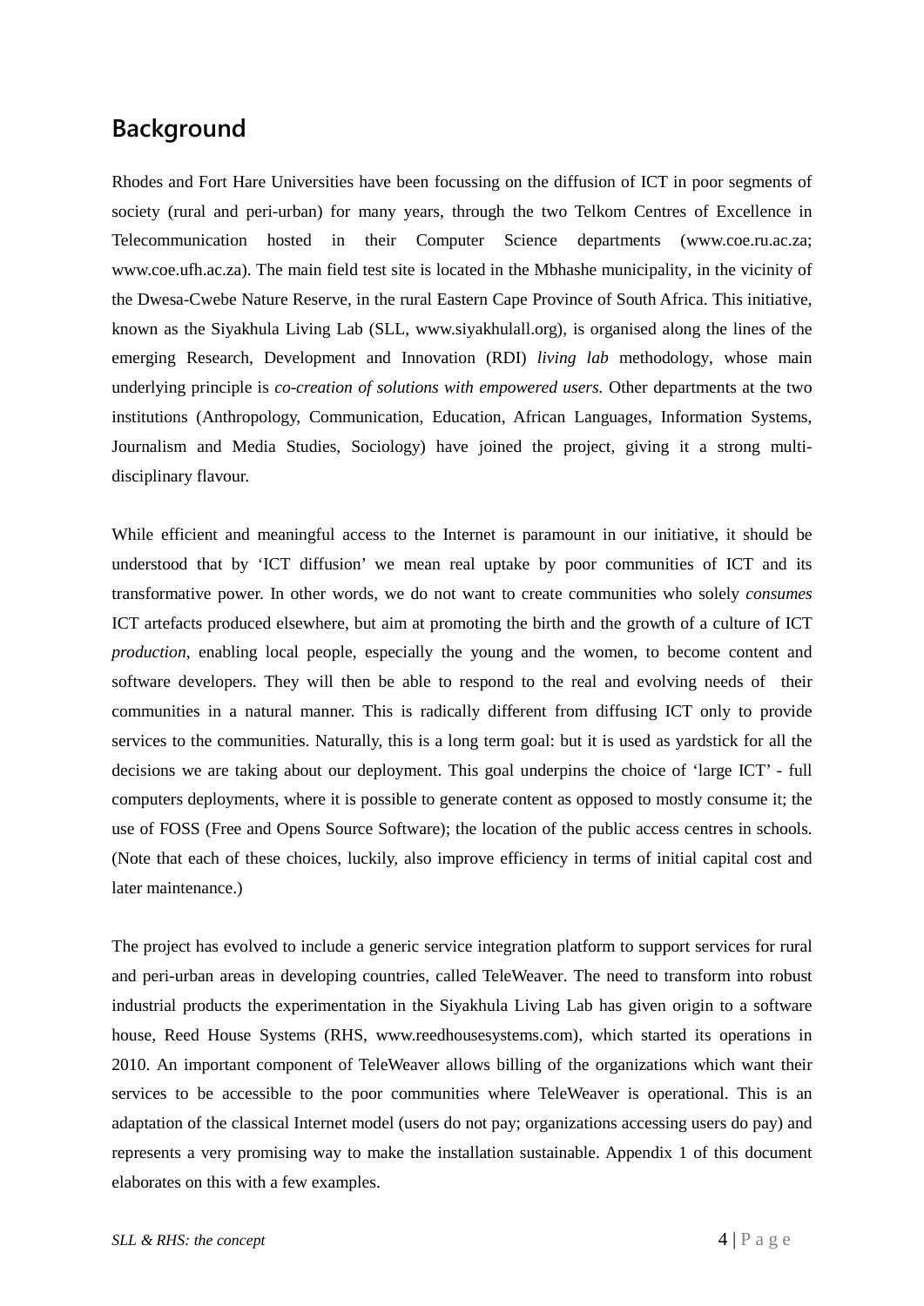## Background

Rhodes and Fort Hare Universities have been focussing on the diffusion of ICT in poor segments of society (rural and peri-urban) for many years, through the two Telkom Centres of Excellence in Telecommunication hosted in their Computer Science departments (www.coe.ru.ac.za; www.coe.ufh.ac.za). The main field test site is located in the Mbhashe municipality, in the vicinity of the Dwesa-Cwebe Nature Reserve, in the rural Eastern Cape Province of South Africa. This initiative, known as the Siyakhula Living Lab (SLL, www.siyakhulall.org), is organised along the lines of the emerging Research, Development and Innovation (RDI) *living lab* methodology, whose main underlying principle is *co-creation of solutions with empowered users.* Other departments at the two institutions (Anthropology, Communication, Education, African Languages, Information Systems, Journalism and Media Studies, Sociology) have joined the project, giving it a strong multi-disciplinary flavour.

While efficient and meaningful access to the Internet is paramount in our initiative, it should be understood that by 'ICT diffusion' we mean real uptake by poor communities of ICT and its transformative power. In other words, we do not want to create communities who solely *consumes* ICT artefacts produced elsewhere, but aim at promoting the birth and the growth of a culture of ICT *production*, enabling local people, especially the young and the women, to become content and software developers. They will then be able to respond to the real and evolving needs of their communities in a natural manner. This is radically different from diffusing ICT only to provide services to the communities. Naturally, this is a long term goal: but it is used as yardstick for all the decisions we are taking about our deployment. This goal underpins the choice of 'large ICT' - full computers deployments, where it is possible to generate content as opposed to mostly consume it; the use of FOSS (Free and Opens Source Software); the location of the public access centres in schools. (Note that each of these choices, luckily, also improve efficiency in terms of initial capital cost and later maintenance.)

The project has evolved to include a generic service integration platform to support services for rural and peri-urban areas in developing countries, called TeleWeaver. The need to transform into robust industrial products the experimentation in the Siyakhula Living Lab has given origin to a software house, Reed House Systems (RHS, www.reedhousesystems.com), which started its operations in 2010. An important component of TeleWeaver allows billing of the organizations which want their services to be accessible to the poor communities where TeleWeaver is operational. This is an adaptation of the classical Internet model (users do not pay; organizations accessing users do pay) and represents a very promising way to make the installation sustainable. Appendix 1 of this document elaborates on this with a few examples.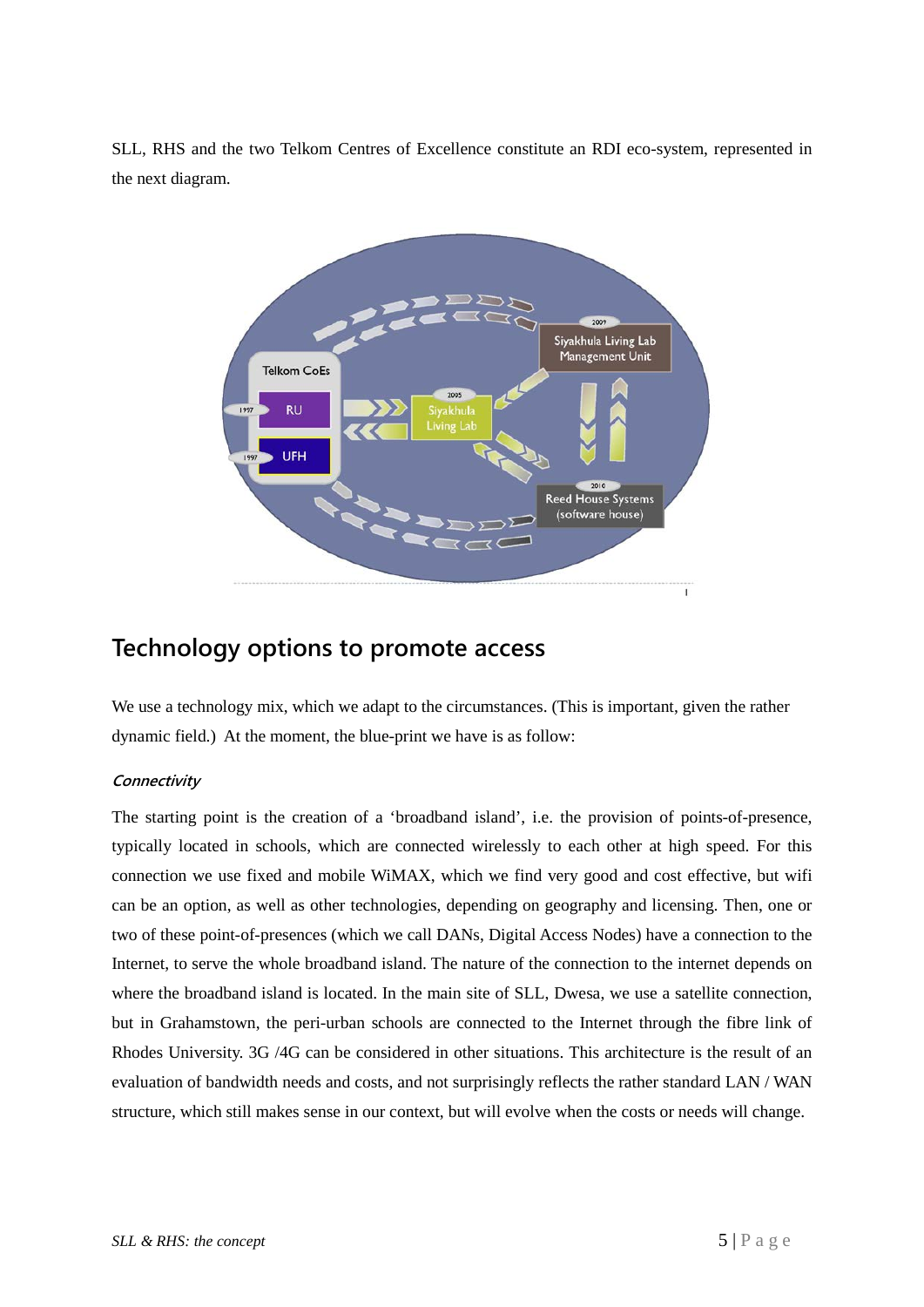SLL, RHS and the two Telkom Centres of Excellence constitute an RDI eco-system, represented in the next diagram.

Telkom CoEs

1957 RU

1997 UFH

2005 Siyakhula Living Lab

2009 Siyakhula Living Lab Management Unit

2010 Reed House Systems (software house)

## Technology options to promote access

We use a technology mix, which we adapt to the circumstances. (This is important, given the rather dynamic field.) At the moment, the blue-print we have is as follow:

### *Connectivity*

The starting point is the creation of a 'broadband island', i.e. the provision of points-of-presence, typically located in schools, which are connected wirelessly to each other at high speed. For this connection we use fixed and mobile WiMAX, which we find very good and cost effective, but wifi can be an option, as well as other technologies, depending on geography and licensing. Then, one or two of these point-of-presences (which we call DANs, Digital Access Nodes) have a connection to the Internet, to serve the whole broadband island. The nature of the connection to the internet depends on where the broadband island is located. In the main site of SLL, Dwesa, we use a satellite connection, but in Grahamstown, the peri-urban schools are connected to the Internet through the fibre link of Rhodes University. 3G /4G can be considered in other situations. This architecture is the result of an evaluation of bandwidth needs and costs, and not surprisingly reflects the rather standard LAN / WAN structure, which still makes sense in our context, but will evolve when the costs or needs will change.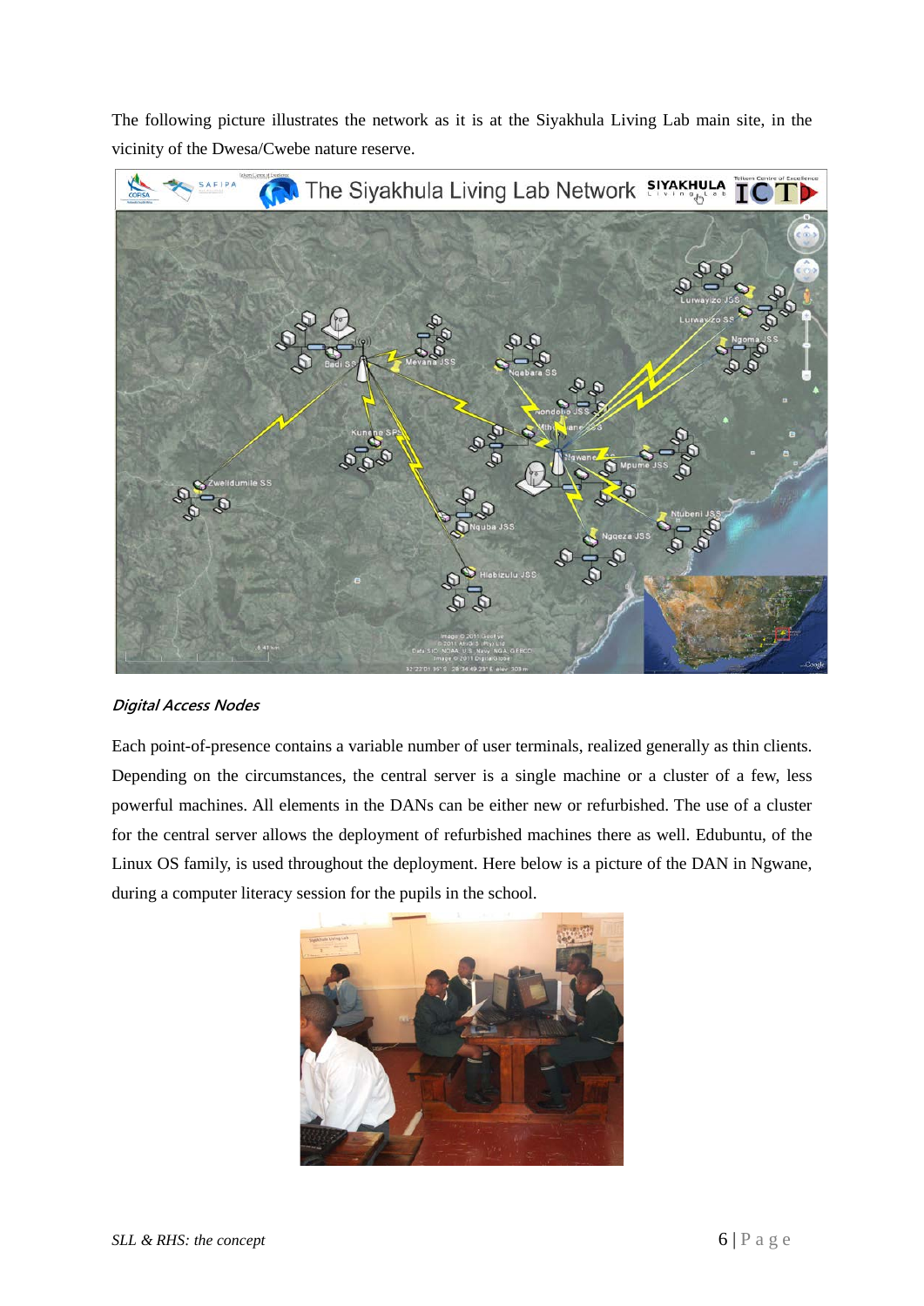The following picture illustrates the network as it is at the Siyakhula Living Lab main site, in the vicinity of the Dwesa/Cwebe nature reserve.

***Digital Access Nodes***

Each point-of-presence contains a variable number of user terminals, realized generally as thin clients. Depending on the circumstances, the central server is a single machine or a cluster of a few, less powerful machines. All elements in the DANs can be either new or refurbished. The use of a cluster for the central server allows the deployment of refurbished machines there as well. Edubuntu, of the Linux OS family, is used throughout the deployment. Here below is a picture of the DAN in Ngwane, during a computer literacy session for the pupils in the school.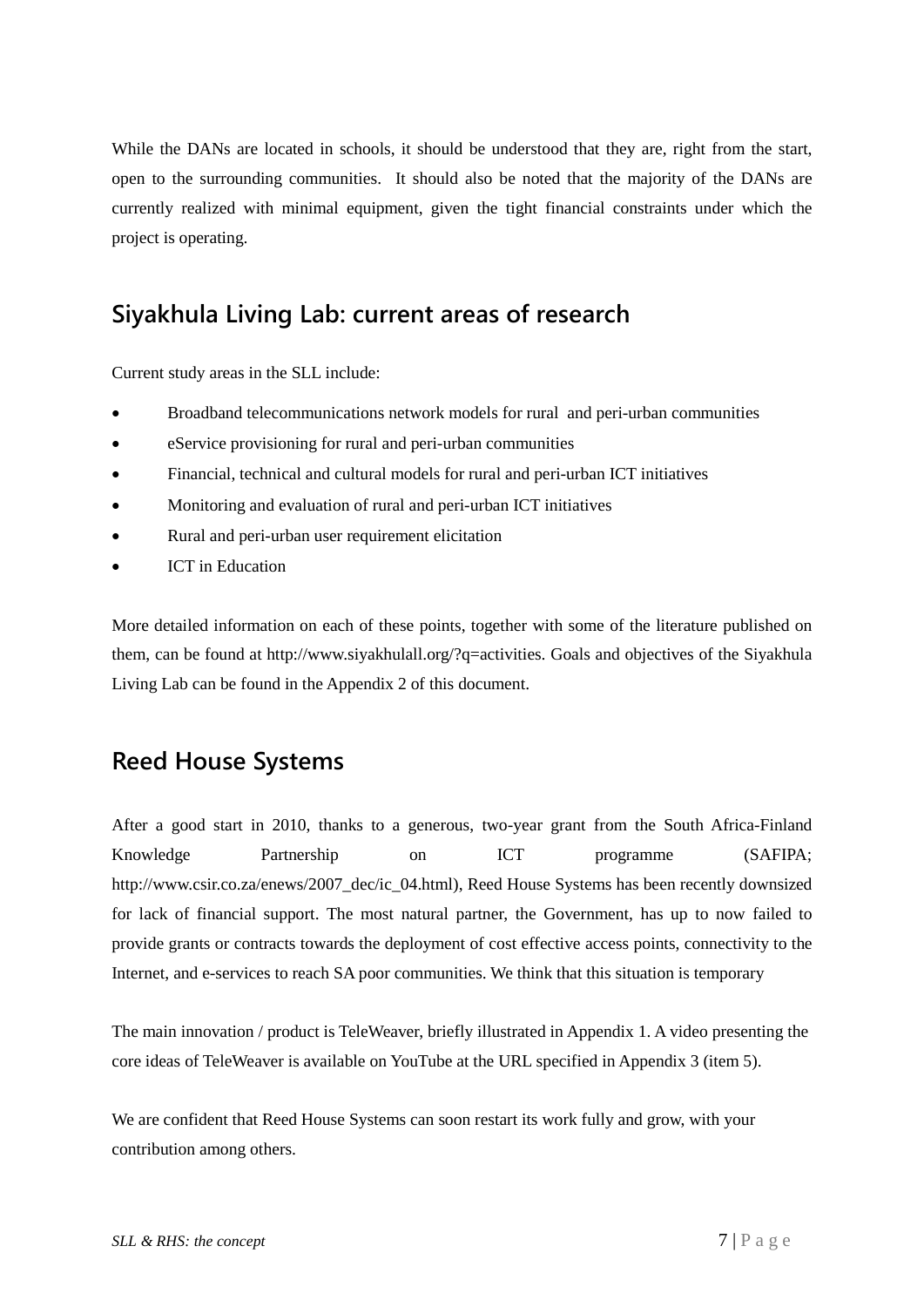While the DANs are located in schools, it should be understood that they are, right from the start, open to the surrounding communities. It should also be noted that the majority of the DANs are currently realized with minimal equipment, given the tight financial constraints under which the project is operating.

## Siyakhula Living Lab: current areas of research

Current study areas in the SLL include:

- Broadband telecommunications network models for rural and peri-urban communities
- eService provisioning for rural and peri-urban communities
- Financial, technical and cultural models for rural and peri-urban ICT initiatives
- Monitoring and evaluation of rural and peri-urban ICT initiatives
- Rural and peri-urban user requirement elicitation
- ICT in Education

More detailed information on each of these points, together with some of the literature published on them, can be found at http://www.siyakhulall.org/?q=activities. Goals and objectives of the Siyakhula Living Lab can be found in the Appendix 2 of this document.

## Reed House Systems

After a good start in 2010, thanks to a generous, two-year grant from the South Africa-Finland Knowledge Partnership on ICT programme (SAFIPA; http://www.csir.co.za/enews/2007_dec/ic_04.html), Reed House Systems has been recently downsized for lack of financial support. The most natural partner, the Government, has up to now failed to provide grants or contracts towards the deployment of cost effective access points, connectivity to the Internet, and e-services to reach SA poor communities. We think that this situation is temporary

The main innovation / product is TeleWeaver, briefly illustrated in Appendix 1. A video presenting the core ideas of TeleWeaver is available on YouTube at the URL specified in Appendix 3 (item 5).

We are confident that Reed House Systems can soon restart its work fully and grow, with your contribution among others.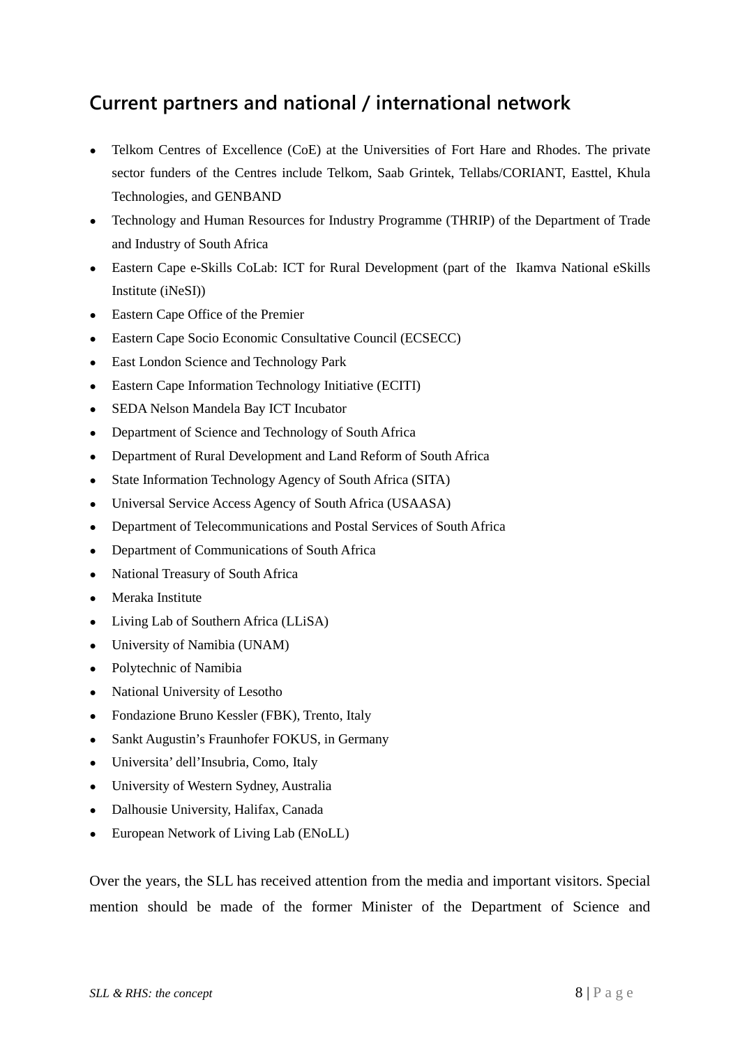## Current partners and national / international network

- Telkom Centres of Excellence (CoE) at the Universities of Fort Hare and Rhodes. The private sector funders of the Centres include Telkom, Saab Grintek, Tellabs/CORIANT, Easttel, Khula Technologies, and GENBAND
- Technology and Human Resources for Industry Programme (THRIP) of the Department of Trade and Industry of South Africa
- Eastern Cape e-Skills CoLab: ICT for Rural Development (part of the Ikamva National eSkills Institute (iNeSI))
- Eastern Cape Office of the Premier
- Eastern Cape Socio Economic Consultative Council (ECSECC)
- East London Science and Technology Park
- Eastern Cape Information Technology Initiative (ECITI)
- SEDA Nelson Mandela Bay ICT Incubator
- Department of Science and Technology of South Africa
- Department of Rural Development and Land Reform of South Africa
- State Information Technology Agency of South Africa (SITA)
- Universal Service Access Agency of South Africa (USAASA)
- Department of Telecommunications and Postal Services of South Africa
- Department of Communications of South Africa
- National Treasury of South Africa
- Meraka Institute
- Living Lab of Southern Africa (LLiSA)
- University of Namibia (UNAM)
- Polytechnic of Namibia
- National University of Lesotho
- Fondazione Bruno Kessler (FBK), Trento, Italy
- Sankt Augustin's Fraunhofer FOKUS, in Germany
- Universita' dell'Insubria, Como, Italy
- University of Western Sydney, Australia
- Dalhousie University, Halifax, Canada
- European Network of Living Lab (ENoLL)

Over the years, the SLL has received attention from the media and important visitors. Special mention should be made of the former Minister of the Department of Science and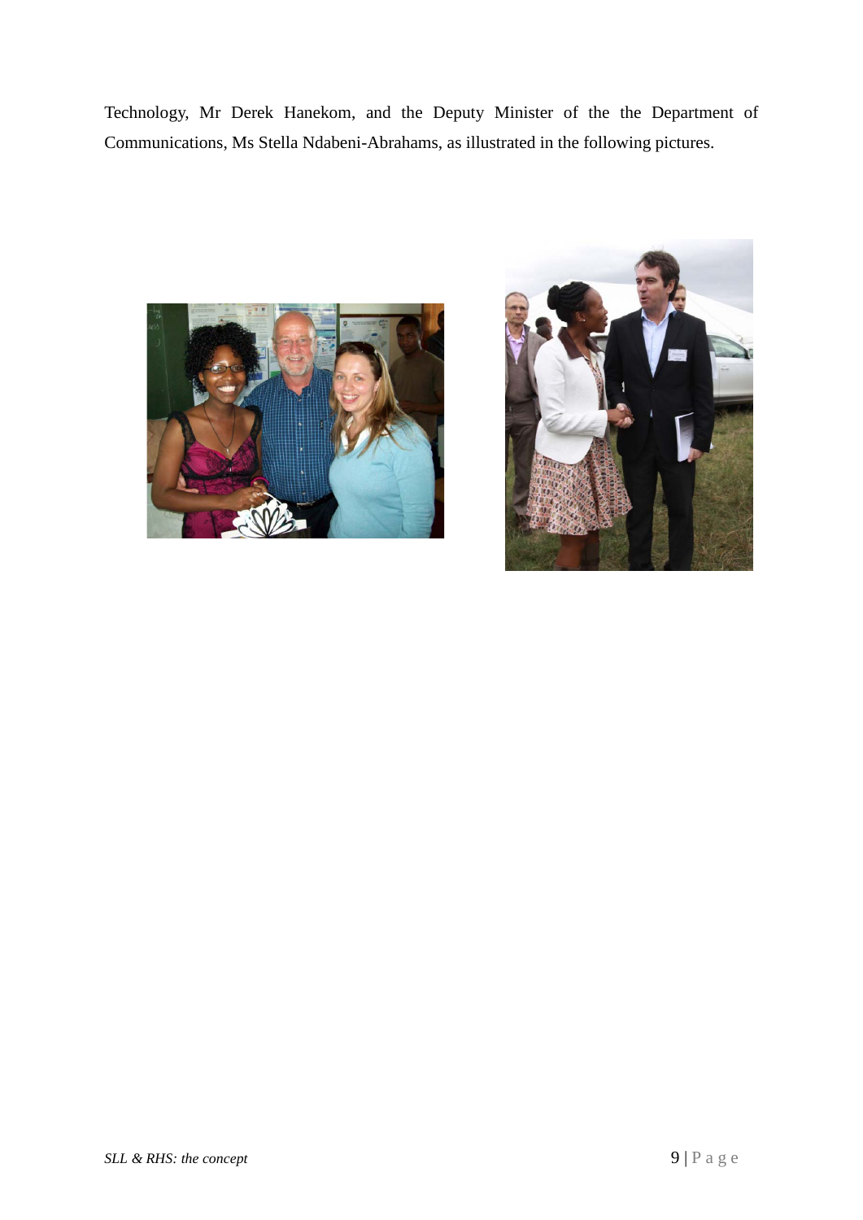Technology, Mr Derek Hanekom, and the Deputy Minister of the the Department of Communications, Ms Stella Ndabeni-Abrahams, as illustrated in the following pictures.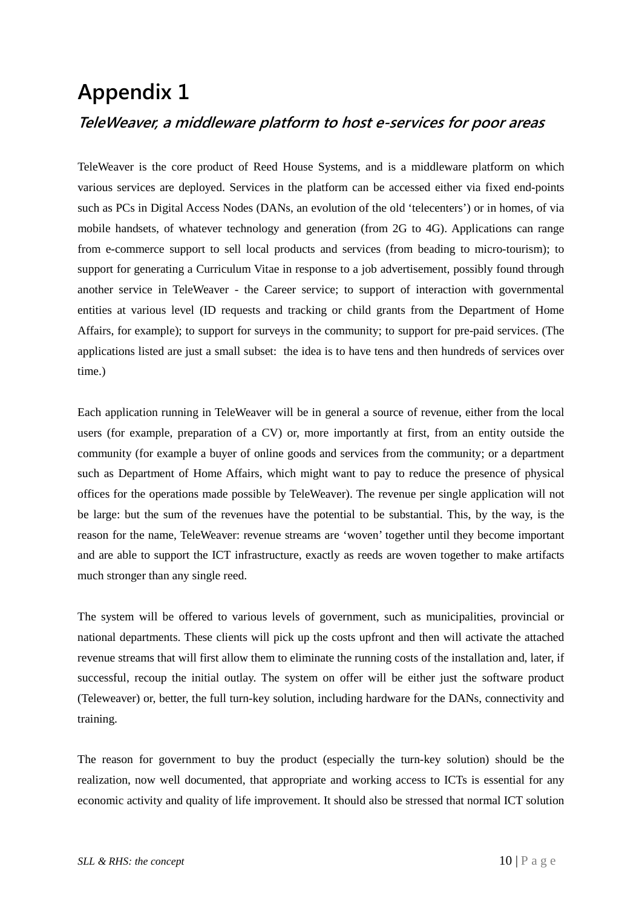# Appendix 1

## *TeleWeaver, a middleware platform to host e-services for poor areas*

TeleWeaver is the core product of Reed House Systems, and is a middleware platform on which various services are deployed. Services in the platform can be accessed either via fixed end-points such as PCs in Digital Access Nodes (DANs, an evolution of the old 'telecenters') or in homes, of via mobile handsets, of whatever technology and generation (from 2G to 4G). Applications can range from e-commerce support to sell local products and services (from beading to micro-tourism); to support for generating a Curriculum Vitae in response to a job advertisement, possibly found through another service in TeleWeaver - the Career service; to support of interaction with governmental entities at various level (ID requests and tracking or child grants from the Department of Home Affairs, for example); to support for surveys in the community; to support for pre-paid services. (The applications listed are just a small subset: the idea is to have tens and then hundreds of services over time.)

Each application running in TeleWeaver will be in general a source of revenue, either from the local users (for example, preparation of a CV) or, more importantly at first, from an entity outside the community (for example a buyer of online goods and services from the community; or a department such as Department of Home Affairs, which might want to pay to reduce the presence of physical offices for the operations made possible by TeleWeaver). The revenue per single application will not be large: but the sum of the revenues have the potential to be substantial. This, by the way, is the reason for the name, TeleWeaver: revenue streams are 'woven' together until they become important and are able to support the ICT infrastructure, exactly as reeds are woven together to make artifacts much stronger than any single reed.

The system will be offered to various levels of government, such as municipalities, provincial or national departments. These clients will pick up the costs upfront and then will activate the attached revenue streams that will first allow them to eliminate the running costs of the installation and, later, if successful, recoup the initial outlay. The system on offer will be either just the software product (Teleweaver) or, better, the full turn-key solution, including hardware for the DANs, connectivity and training.

The reason for government to buy the product (especially the turn-key solution) should be the realization, now well documented, that appropriate and working access to ICTs is essential for any economic activity and quality of life improvement. It should also be stressed that normal ICT solution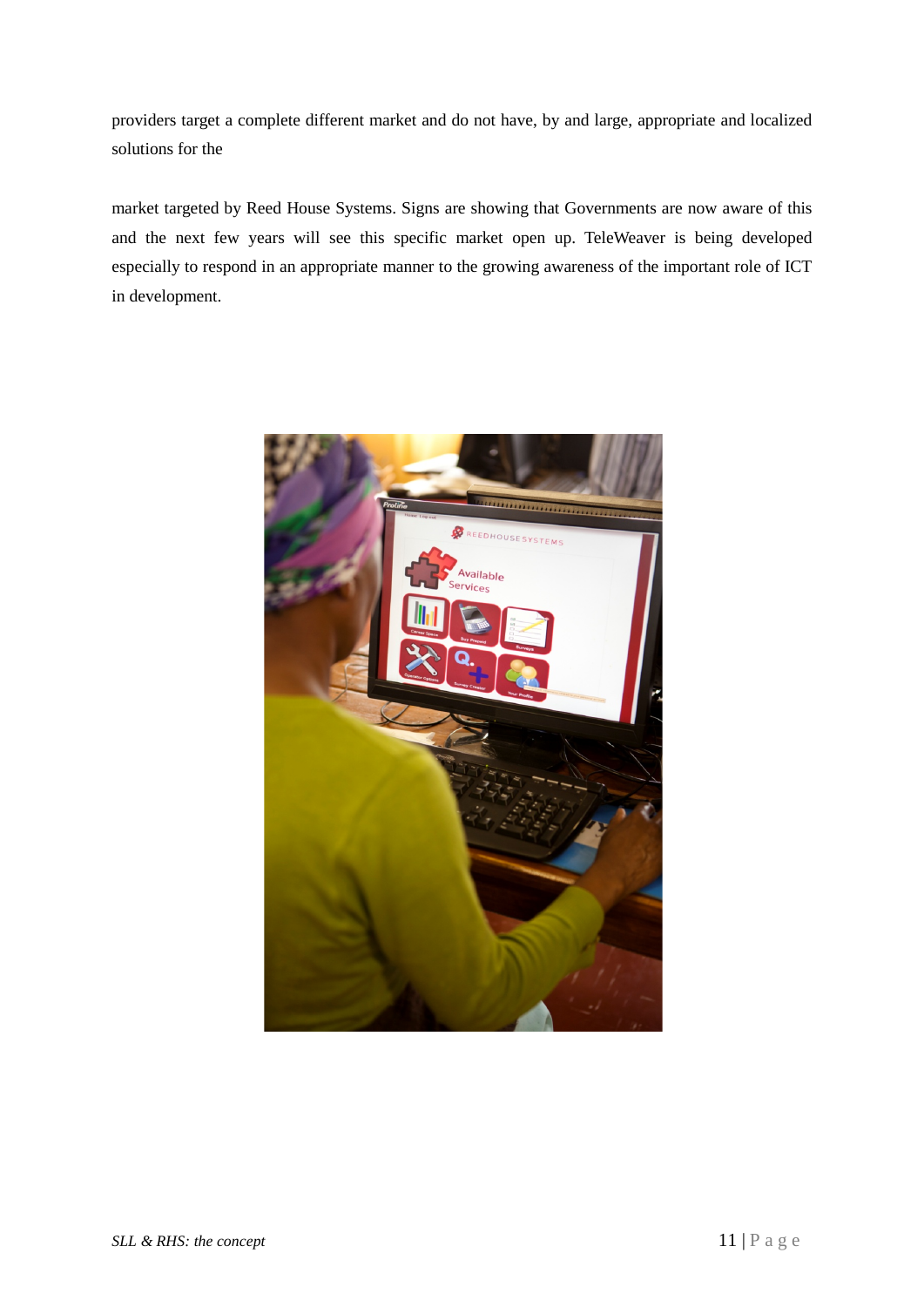providers target a complete different market and do not have, by and large, appropriate and localized solutions for the

market targeted by Reed House Systems. Signs are showing that Governments are now aware of this and the next few years will see this specific market open up. TeleWeaver is being developed especially to respond in an appropriate manner to the growing awareness of the important role of ICT in development.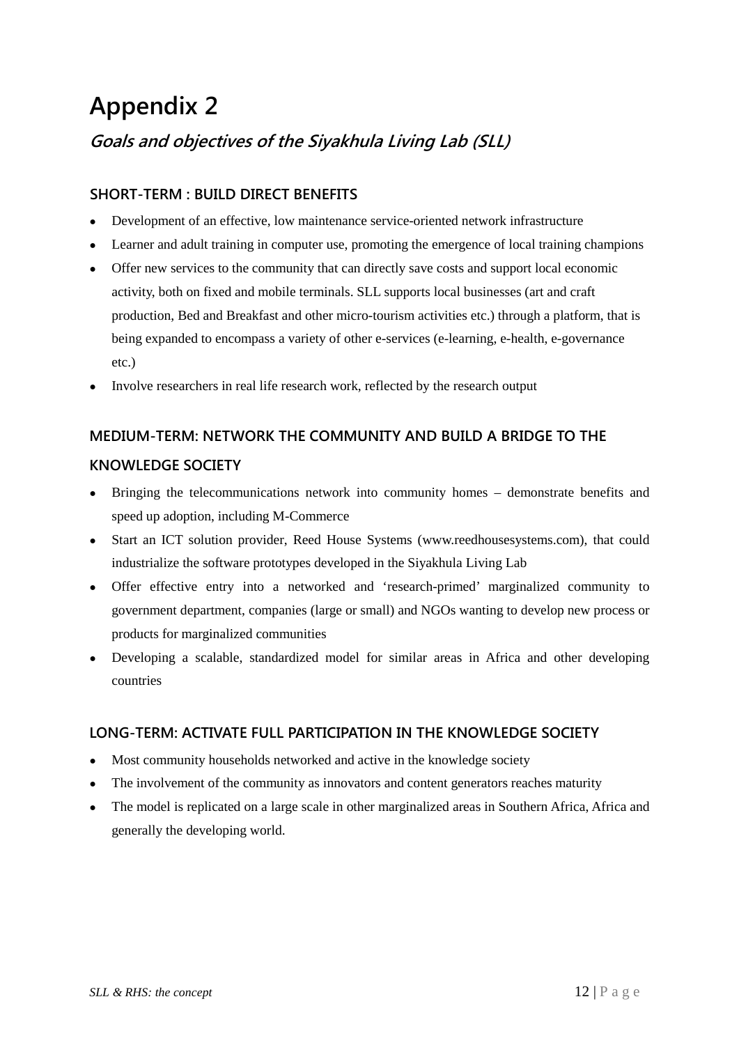# Appendix 2

## *Goals and objectives of the Siyakhula Living Lab (SLL)*

### SHORT-TERM : BUILD DIRECT BENEFITS

- Development of an effective, low maintenance service-oriented network infrastructure
- Learner and adult training in computer use, promoting the emergence of local training champions
- Offer new services to the community that can directly save costs and support local economic activity, both on fixed and mobile terminals. SLL supports local businesses (art and craft production, Bed and Breakfast and other micro-tourism activities etc.) through a platform, that is being expanded to encompass a variety of other e-services (e-learning, e-health, e-governance etc.)
- Involve researchers in real life research work, reflected by the research output

### MEDIUM-TERM: NETWORK THE COMMUNITY AND BUILD A BRIDGE TO THE KNOWLEDGE SOCIETY

- Bringing the telecommunications network into community homes – demonstrate benefits and speed up adoption, including M-Commerce
- Start an ICT solution provider, Reed House Systems (www.reedhousesystems.com), that could industrialize the software prototypes developed in the Siyakhula Living Lab
- Offer effective entry into a networked and 'research-primed' marginalized community to government department, companies (large or small) and NGOs wanting to develop new process or products for marginalized communities
- Developing a scalable, standardized model for similar areas in Africa and other developing countries

### LONG-TERM: ACTIVATE FULL PARTICIPATION IN THE KNOWLEDGE SOCIETY

- Most community households networked and active in the knowledge society
- The involvement of the community as innovators and content generators reaches maturity
- The model is replicated on a large scale in other marginalized areas in Southern Africa, Africa and generally the developing world.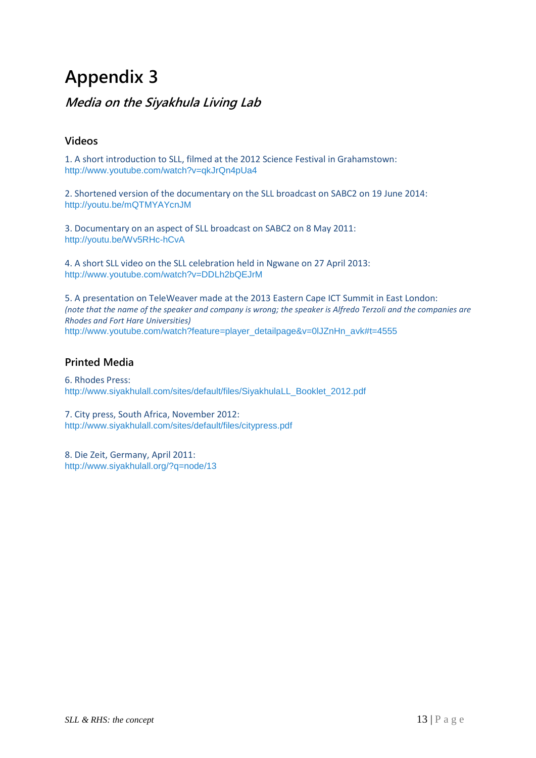# Appendix 3

## *Media on the Siyakhula Living Lab*

### Videos

1. A short introduction to SLL, filmed at the 2012 Science Festival in Grahamstown:
http://www.youtube.com/watch?v=qkJrQn4pUa4

2. Shortened version of the documentary on the SLL broadcast on SABC2 on 19 June 2014:
http://youtu.be/mQTMYAYcnJM

3. Documentary on an aspect of SLL broadcast on SABC2 on 8 May 2011:
http://youtu.be/Wv5RHc-hCvA

4. A short SLL video on the SLL celebration held in Ngwane on 27 April 2013:
http://www.youtube.com/watch?v=DDLh2bQEJrM

5. A presentation on TeleWeaver made at the 2013 Eastern Cape ICT Summit in East London:
*(note that the name of the speaker and company is wrong; the speaker is Alfredo Terzoli and the companies are Rhodes and Fort Hare Universities)*
http://www.youtube.com/watch?feature=player_detailpage&v=0lJZnHn_avk#t=4555

### Printed Media

6. Rhodes Press:
http://www.siyakhulall.com/sites/default/files/SiyakhulaLL_Booklet_2012.pdf

7. City press, South Africa, November 2012:
http://www.siyakhulall.com/sites/default/files/citypress.pdf

8. Die Zeit, Germany, April 2011:
http://www.siyakhulall.org/?q=node/13